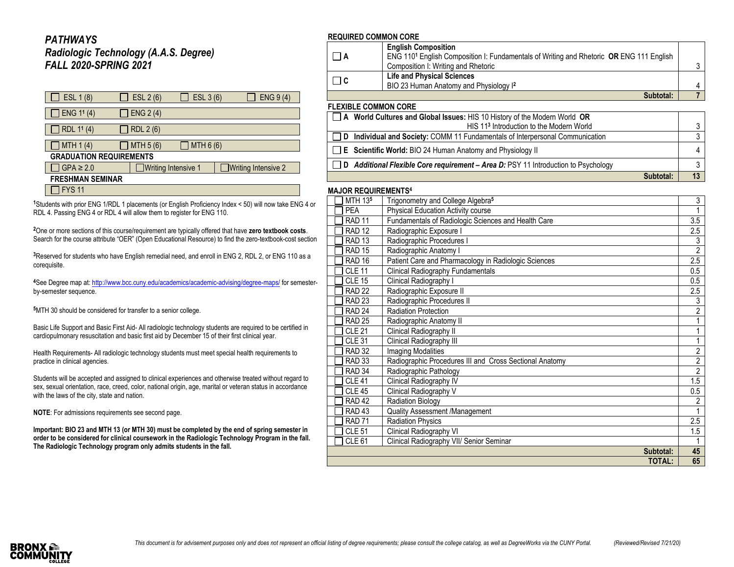# *PATHWAYS*

## *Radiologic Technology (A.A.S. Degree)*

## *FALL 2020-SPRING 2021*

| | | | |
|---|---|---|---|
| ☐ ESL 1 (8) | ☐ ESL 2 (6) | ☐ ESL 3 (6) | ☐ ENG 9 (4) |
| ☐ ENG 1[1] (4) | ☐ ENG 2 (4) | | |
| ☐ RDL 1[1] (4) | ☐ RDL 2 (6) | | |
| ☐ MTH 1 (4) | ☐ MTH 5 (6) | ☐ MTH 6 (6) | |

**GRADUATION REQUIREMENTS**

| | | |
|---|---|---|
| ☐ GPA ≥ 2.0 | ☐ Writing Intensive 1 | ☐ Writing Intensive 2 |

**FRESHMAN SEMINAR**

| |
|---|
| ☐ FYS 11 |

[1]Students with prior ENG 1/RDL 1 placements (or English Proficiency Index < 50) will now take ENG 4 or RDL 4. Passing ENG 4 or RDL 4 will allow them to register for ENG 110.

[2]One or more sections of this course/requirement are typically offered that have **zero textbook costs**. Search for the course attribute "OER" (Open Educational Resource) to find the zero-textbook-cost section

[3]Reserved for students who have English remedial need, and enroll in ENG 2, RDL 2, or ENG 110 as a corequisite.

[4]See Degree map at: http://www.bcc.cuny.edu/academics/academic-advising/degree-maps/ for semester-by-semester sequence.

[5]MTH 30 should be considered for transfer to a senior college.

Basic Life Support and Basic First Aid- All radiologic technology students are required to be certified in cardiopulmonary resuscitation and basic first aid by December 15 of their first clinical year.

Health Requirements- All radiologic technology students must meet special health requirements to practice in clinical agencies.

Students will be accepted and assigned to clinical experiences and otherwise treated without regard to sex, sexual orientation, race, creed, color, national origin, age, marital or veteran status in accordance with the laws of the city, state and nation.

**NOTE**: For admissions requirements see second page.

**Important: BIO 23 and MTH 13 (or MTH 30) must be completed by the end of spring semester in order to be considered for clinical coursework in the Radiologic Technology Program in the fall. The Radiologic Technology program only admits students in the fall.**

**REQUIRED COMMON CORE**

| | | |
|---|---|---|
| ☐ A | **English Composition** ENG 110[1] English Composition I: Fundamentals of Writing and Rhetoric **OR** ENG 111 English Composition I: Writing and Rhetoric | 3 |
| ☐ C | **Life and Physical Sciences** BIO 23 Human Anatomy and Physiology I[2] | 4 |
| | **Subtotal:** | **7** |

**FLEXIBLE COMMON CORE**

| | |
|---|---|
| ☐ **A World Cultures and Global Issues:** HIS 10 History of the Modern World **OR** HIS 11[3] Introduction to the Modern World | 3 |
| ☐ **D Individual and Society:** COMM 11 Fundamentals of Interpersonal Communication | 3 |
| ☐ **E Scientific World:** BIO 24 Human Anatomy and Physiology II | 4 |
| ☐ **D *Additional Flexible Core requirement – Area D:*** PSY 11 Introduction to Psychology | 3 |
| **Subtotal:** | **13** |

**MAJOR REQUIREMENTS[4]**

| | | |
|---|---|---|
| ☐ MTH 13[5] | Trigonometry and College Algebra[5] | 3 |
| ☐ PEA | Physical Education Activity course | 1 |
| ☐ RAD 11 | Fundamentals of Radiologic Sciences and Health Care | 3.5 |
| ☐ RAD 12 | Radiographic Exposure I | 2.5 |
| ☐ RAD 13 | Radiographic Procedures I | 3 |
| ☐ RAD 15 | Radiographic Anatomy I | 2 |
| ☐ RAD 16 | Patient Care and Pharmacology in Radiologic Sciences | 2.5 |
| ☐ CLE 11 | Clinical Radiography Fundamentals | 0.5 |
| ☐ CLE 15 | Clinical Radiography I | 0.5 |
| ☐ RAD 22 | Radiographic Exposure II | 2.5 |
| ☐ RAD 23 | Radiographic Procedures II | 3 |
| ☐ RAD 24 | Radiation Protection | 2 |
| ☐ RAD 25 | Radiographic Anatomy II | 1 |
| ☐ CLE 21 | Clinical Radiography II | 1 |
| ☐ CLE 31 | Clinical Radiography III | 1 |
| ☐ RAD 32 | Imaging Modalities | 2 |
| ☐ RAD 33 | Radiographic Procedures III and Cross Sectional Anatomy | 2 |
| ☐ RAD 34 | Radiographic Pathology | 2 |
| ☐ CLE 41 | Clinical Radiography IV | 1.5 |
| ☐ CLE 45 | Clinical Radiography V | 0.5 |
| ☐ RAD 42 | Radiation Biology | 2 |
| ☐ RAD 43 | Quality Assessment /Management | 1 |
| ☐ RAD 71 | Radiation Physics | 2.5 |
| ☐ CLE 51 | Clinical Radiography VI | 1.5 |
| ☐ CLE 61 | Clinical Radiography VII/ Senior Seminar | 1 |
| | **Subtotal:** | **45** |
| | **TOTAL:** | **65** |

*This document is for advisement purposes only and does not represent an official listing of degree requirements; please consult the college catalog, as well as DegreeWorks via the CUNY Portal.* *(Reviewed/Revised 7/21/20)*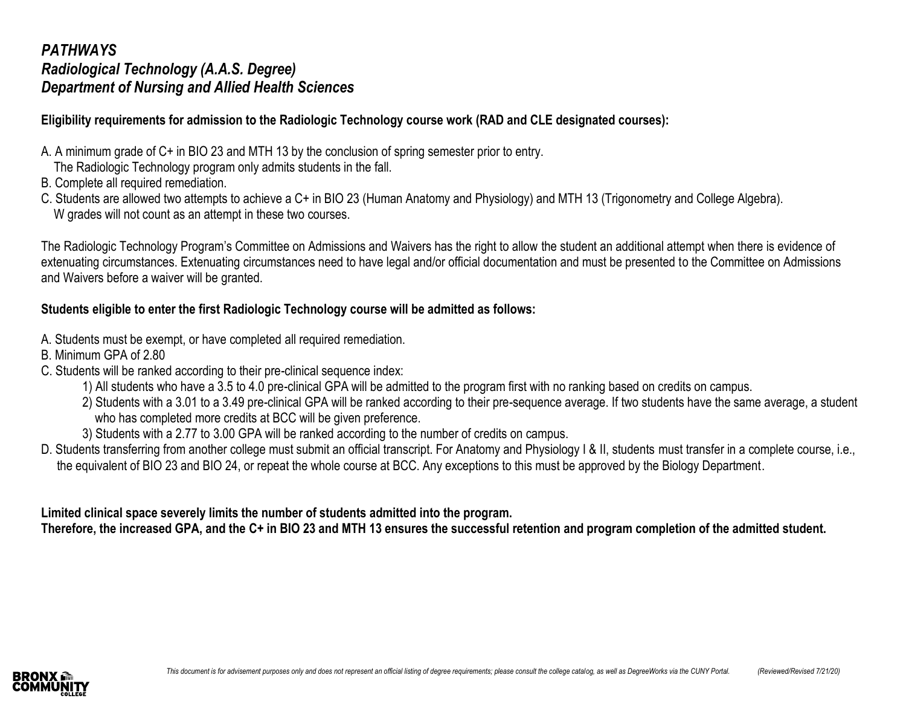# *PATHWAYS*
# *Radiological Technology (A.A.S. Degree)*
# *Department of Nursing and Allied Health Sciences*

**Eligibility requirements for admission to the Radiologic Technology course work (RAD and CLE designated courses):**

A. A minimum grade of C+ in BIO 23 and MTH 13 by the conclusion of spring semester prior to entry.
   The Radiologic Technology program only admits students in the fall.

B. Complete all required remediation.

C. Students are allowed two attempts to achieve a C+ in BIO 23 (Human Anatomy and Physiology) and MTH 13 (Trigonometry and College Algebra).
   W grades will not count as an attempt in these two courses.

The Radiologic Technology Program's Committee on Admissions and Waivers has the right to allow the student an additional attempt when there is evidence of extenuating circumstances. Extenuating circumstances need to have legal and/or official documentation and must be presented to the Committee on Admissions and Waivers before a waiver will be granted.

**Students eligible to enter the first Radiologic Technology course will be admitted as follows:**

A. Students must be exempt, or have completed all required remediation.

B. Minimum GPA of 2.80

C. Students will be ranked according to their pre-clinical sequence index:
   1) All students who have a 3.5 to 4.0 pre-clinical GPA will be admitted to the program first with no ranking based on credits on campus.
   2) Students with a 3.01 to a 3.49 pre-clinical GPA will be ranked according to their pre-sequence average. If two students have the same average, a student who has completed more credits at BCC will be given preference.
   3) Students with a 2.77 to 3.00 GPA will be ranked according to the number of credits on campus.

D. Students transferring from another college must submit an official transcript. For Anatomy and Physiology I & II, students must transfer in a complete course, i.e., the equivalent of BIO 23 and BIO 24, or repeat the whole course at BCC. Any exceptions to this must be approved by the Biology Department.

**Limited clinical space severely limits the number of students admitted into the program.**
**Therefore, the increased GPA, and the C+ in BIO 23 and MTH 13 ensures the successful retention and program completion of the admitted student.**

*This document is for advisement purposes only and does not represent an official listing of degree requirements; please consult the college catalog, as well as DegreeWorks via the CUNY Portal. (Reviewed/Revised 7/21/20)*